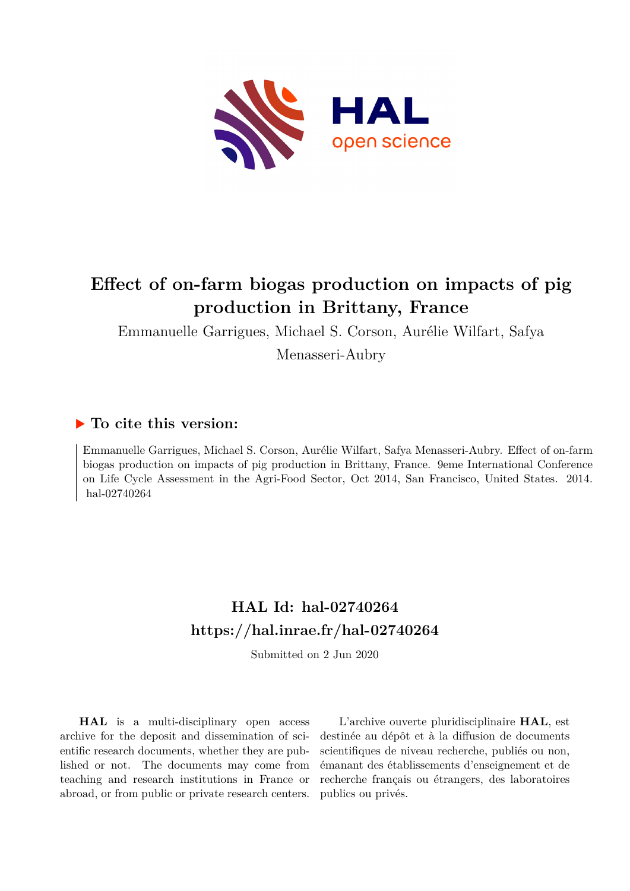# Effect of on-farm biogas production on impacts of pig production in Brittany, France

Emmanuelle Garrigues, Michael S. Corson, Aurélie Wilfart, Safya Menasseri-Aubry

## ▶ To cite this version:

Emmanuelle Garrigues, Michael S. Corson, Aurélie Wilfart, Safya Menasseri-Aubry. Effect of on-farm biogas production on impacts of pig production in Brittany, France. 9eme International Conference on Life Cycle Assessment in the Agri-Food Sector, Oct 2014, San Francisco, United States. 2014. hal-02740264

## HAL Id: hal-02740264

## https://hal.inrae.fr/hal-02740264

Submitted on 2 Jun 2020

**HAL** is a multi-disciplinary open access archive for the deposit and dissemination of scientific research documents, whether they are published or not. The documents may come from teaching and research institutions in France or abroad, or from public or private research centers.

L'archive ouverte pluridisciplinaire **HAL**, est destinée au dépôt et à la diffusion de documents scientifiques de niveau recherche, publiés ou non, émanant des établissements d'enseignement et de recherche français ou étrangers, des laboratoires publics ou privés.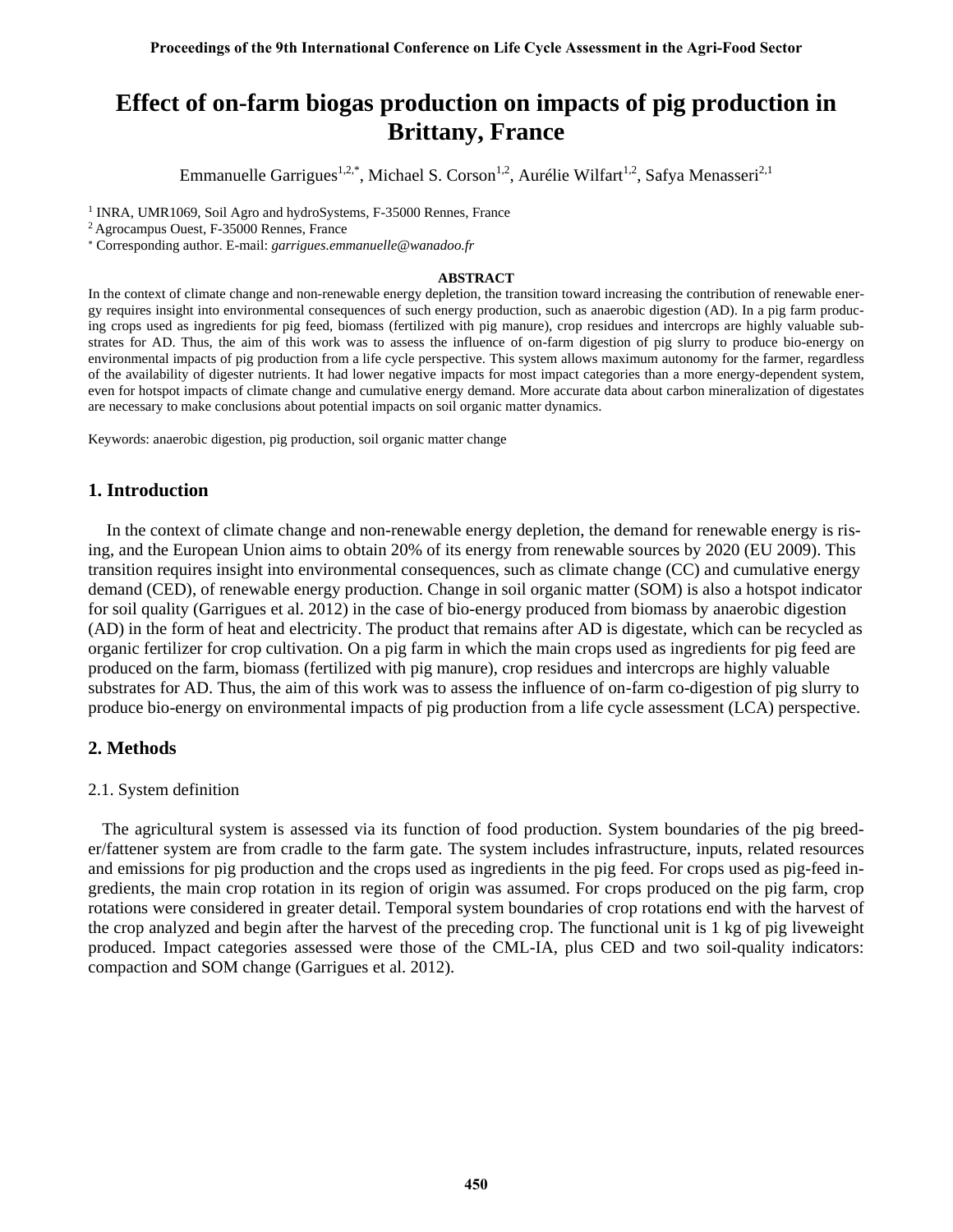# Effect of on-farm biogas production on impacts of pig production in Brittany, France

Emmanuelle Garrigues[1,2,*], Michael S. Corson[1,2], Aurélie Wilfart[1,2], Safya Menasseri[2,1]

[1] INRA, UMR1069, Soil Agro and hydroSystems, F-35000 Rennes, France

[2] Agrocampus Ouest, F-35000 Rennes, France

[*] Corresponding author. E-mail: *garrigues.emmanuelle@wanadoo.fr*

## ABSTRACT

In the context of climate change and non-renewable energy depletion, the transition toward increasing the contribution of renewable energy requires insight into environmental consequences of such energy production, such as anaerobic digestion (AD). In a pig farm producing crops used as ingredients for pig feed, biomass (fertilized with pig manure), crop residues and intercrops are highly valuable substrates for AD. Thus, the aim of this work was to assess the influence of on-farm digestion of pig slurry to produce bio-energy on environmental impacts of pig production from a life cycle perspective. This system allows maximum autonomy for the farmer, regardless of the availability of digester nutrients. It had lower negative impacts for most impact categories than a more energy-dependent system, even for hotspot impacts of climate change and cumulative energy demand. More accurate data about carbon mineralization of digestates are necessary to make conclusions about potential impacts on soil organic matter dynamics.

Keywords: anaerobic digestion, pig production, soil organic matter change

## 1. Introduction

In the context of climate change and non-renewable energy depletion, the demand for renewable energy is rising, and the European Union aims to obtain 20% of its energy from renewable sources by 2020 (EU 2009). This transition requires insight into environmental consequences, such as climate change (CC) and cumulative energy demand (CED), of renewable energy production. Change in soil organic matter (SOM) is also a hotspot indicator for soil quality (Garrigues et al. 2012) in the case of bio-energy produced from biomass by anaerobic digestion (AD) in the form of heat and electricity. The product that remains after AD is digestate, which can be recycled as organic fertilizer for crop cultivation. On a pig farm in which the main crops used as ingredients for pig feed are produced on the farm, biomass (fertilized with pig manure), crop residues and intercrops are highly valuable substrates for AD. Thus, the aim of this work was to assess the influence of on-farm co-digestion of pig slurry to produce bio-energy on environmental impacts of pig production from a life cycle assessment (LCA) perspective.

## 2. Methods

### 2.1. System definition

The agricultural system is assessed via its function of food production. System boundaries of the pig breeder/fattener system are from cradle to the farm gate. The system includes infrastructure, inputs, related resources and emissions for pig production and the crops used as ingredients in the pig feed. For crops used as pig-feed ingredients, the main crop rotation in its region of origin was assumed. For crops produced on the pig farm, crop rotations were considered in greater detail. Temporal system boundaries of crop rotations end with the harvest of the crop analyzed and begin after the harvest of the preceding crop. The functional unit is 1 kg of pig liveweight produced. Impact categories assessed were those of the CML-IA, plus CED and two soil-quality indicators: compaction and SOM change (Garrigues et al. 2012).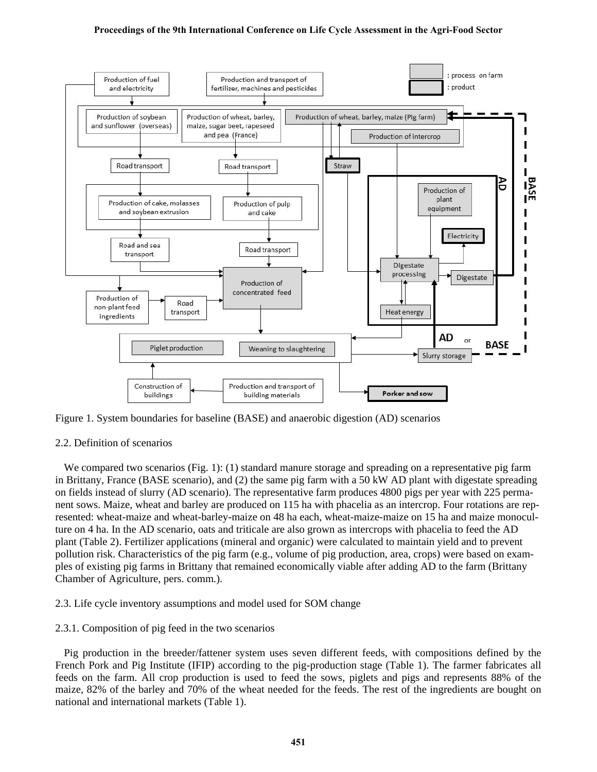Figure 1. System boundaries for baseline (BASE) and anaerobic digestion (AD) scenarios

2.2. Definition of scenarios

We compared two scenarios (Fig. 1): (1) standard manure storage and spreading on a representative pig farm in Brittany, France (BASE scenario), and (2) the same pig farm with a 50 kW AD plant with digestate spreading on fields instead of slurry (AD scenario). The representative farm produces 4800 pigs per year with 225 permanent sows. Maize, wheat and barley are produced on 115 ha with phacelia as an intercrop. Four rotations are represented: wheat-maize and wheat-barley-maize on 48 ha each, wheat-maize-maize on 15 ha and maize monoculture on 4 ha. In the AD scenario, oats and triticale are also grown as intercrops with phacelia to feed the AD plant (Table 2). Fertilizer applications (mineral and organic) were calculated to maintain yield and to prevent pollution risk. Characteristics of the pig farm (e.g., volume of pig production, area, crops) were based on examples of existing pig farms in Brittany that remained economically viable after adding AD to the farm (Brittany Chamber of Agriculture, pers. comm.).

2.3. Life cycle inventory assumptions and model used for SOM change

2.3.1. Composition of pig feed in the two scenarios

Pig production in the breeder/fattener system uses seven different feeds, with compositions defined by the French Pork and Pig Institute (IFIP) according to the pig-production stage (Table 1). The farmer fabricates all feeds on the farm. All crop production is used to feed the sows, piglets and pigs and represents 88% of the maize, 82% of the barley and 70% of the wheat needed for the feeds. The rest of the ingredients are bought on national and international markets (Table 1).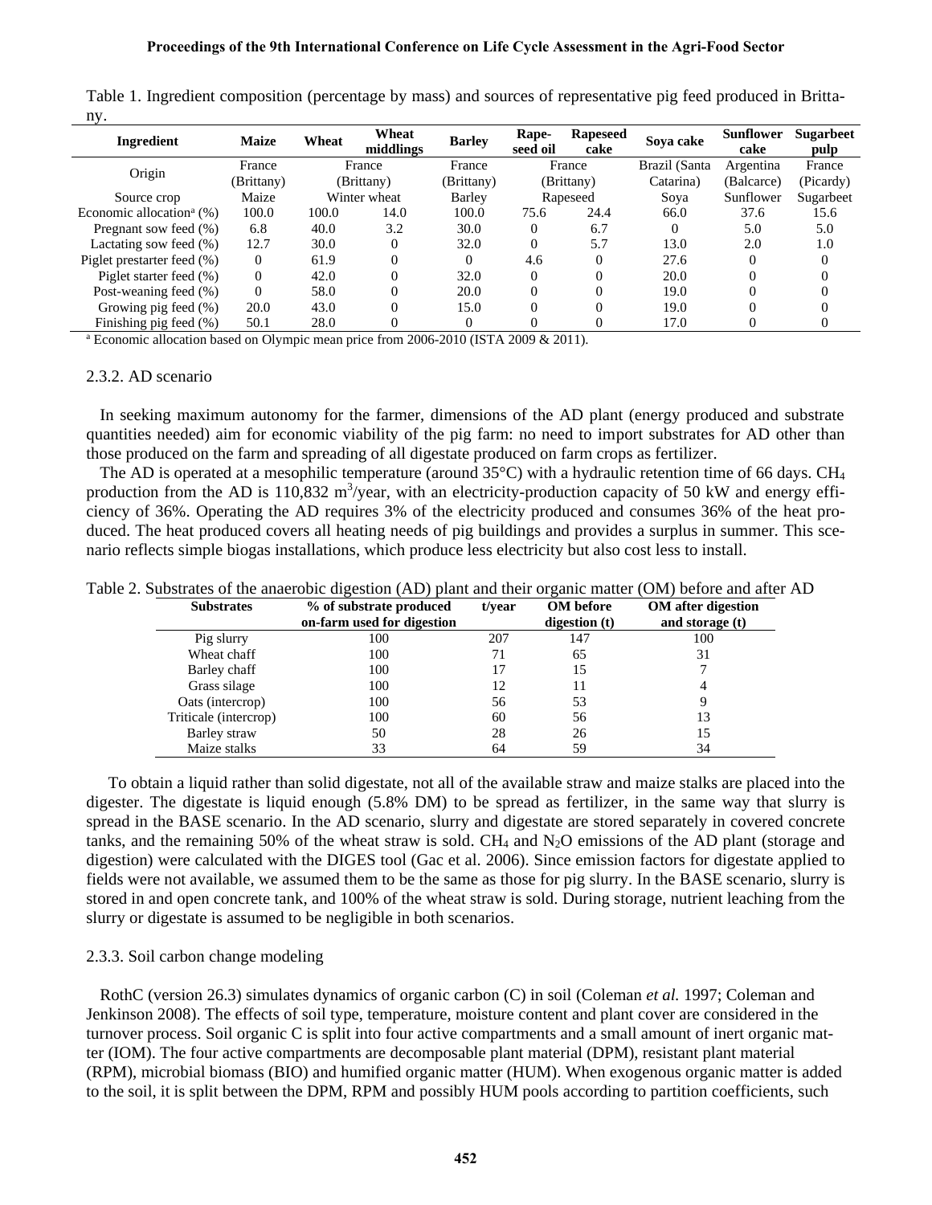Table 1. Ingredient composition (percentage by mass) and sources of representative pig feed produced in Brittany.

| Ingredient | Maize | Wheat | Wheat middlings | Barley | Rape-seed oil | Rapeseed cake | Soya cake | Sunflower cake | Sugarbeet pulp |
|---|---|---|---|---|---|---|---|---|---|
| Origin | France (Brittany) | France (Brittany) | | France (Brittany) | France (Brittany) | | Brazil (Santa Catarina) | Argentina (Balcarce) | France (Picardy) |
| Source crop | Maize | Winter wheat | | Barley | Rapeseed | | Soya | Sunflower | Sugarbeet |
| Economic allocation[a] (%) | 100.0 | 100.0 | 14.0 | 100.0 | 75.6 | 24.4 | 66.0 | 37.6 | 15.6 |
| Pregnant sow feed (%) | 6.8 | 40.0 | 3.2 | 30.0 | 0 | 6.7 | 0 | 5.0 | 5.0 |
| Lactating sow feed (%) | 12.7 | 30.0 | 0 | 32.0 | 0 | 5.7 | 13.0 | 2.0 | 1.0 |
| Piglet prestarter feed (%) | 0 | 61.9 | 0 | 0 | 4.6 | 0 | 27.6 | 0 | 0 |
| Piglet starter feed (%) | 0 | 42.0 | 0 | 32.0 | 0 | 0 | 20.0 | 0 | 0 |
| Post-weaning feed (%) | 0 | 58.0 | 0 | 20.0 | 0 | 0 | 19.0 | 0 | 0 |
| Growing pig feed (%) | 20.0 | 43.0 | 0 | 15.0 | 0 | 0 | 19.0 | 0 | 0 |
| Finishing pig feed (%) | 50.1 | 28.0 | 0 | 0 | 0 | 0 | 17.0 | 0 | 0 |

[a] Economic allocation based on Olympic mean price from 2006-2010 (ISTA 2009 & 2011).

### 2.3.2. AD scenario

In seeking maximum autonomy for the farmer, dimensions of the AD plant (energy produced and substrate quantities needed) aim for economic viability of the pig farm: no need to import substrates for AD other than those produced on the farm and spreading of all digestate produced on farm crops as fertilizer.

The AD is operated at a mesophilic temperature (around 35°C) with a hydraulic retention time of 66 days. $CH_4$ production from the AD is 110,832 $m^3$/year, with an electricity-production capacity of 50 kW and energy efficiency of 36%. Operating the AD requires 3% of the electricity produced and consumes 36% of the heat produced. The heat produced covers all heating needs of pig buildings and provides a surplus in summer. This scenario reflects simple biogas installations, which produce less electricity but also cost less to install.

Table 2. Substrates of the anaerobic digestion (AD) plant and their organic matter (OM) before and after AD

| Substrates | % of substrate produced on-farm used for digestion | t/year | OM before digestion (t) | OM after digestion and storage (t) |
|---|---|---|---|---|
| Pig slurry | 100 | 207 | 147 | 100 |
| Wheat chaff | 100 | 71 | 65 | 31 |
| Barley chaff | 100 | 17 | 15 | 7 |
| Grass silage | 100 | 12 | 11 | 4 |
| Oats (intercrop) | 100 | 56 | 53 | 9 |
| Triticale (intercrop) | 100 | 60 | 56 | 13 |
| Barley straw | 50 | 28 | 26 | 15 |
| Maize stalks | 33 | 64 | 59 | 34 |

To obtain a liquid rather than solid digestate, not all of the available straw and maize stalks are placed into the digester. The digestate is liquid enough (5.8% DM) to be spread as fertilizer, in the same way that slurry is spread in the BASE scenario. In the AD scenario, slurry and digestate are stored separately in covered concrete tanks, and the remaining 50% of the wheat straw is sold. $CH_4$ and $N_2O$ emissions of the AD plant (storage and digestion) were calculated with the DIGES tool (Gac et al. 2006). Since emission factors for digestate applied to fields were not available, we assumed them to be the same as those for pig slurry. In the BASE scenario, slurry is stored in and open concrete tank, and 100% of the wheat straw is sold. During storage, nutrient leaching from the slurry or digestate is assumed to be negligible in both scenarios.

### 2.3.3. Soil carbon change modeling

RothC (version 26.3) simulates dynamics of organic carbon (C) in soil (Coleman *et al.* 1997; Coleman and Jenkinson 2008). The effects of soil type, temperature, moisture content and plant cover are considered in the turnover process. Soil organic C is split into four active compartments and a small amount of inert organic matter (IOM). The four active compartments are decomposable plant material (DPM), resistant plant material (RPM), microbial biomass (BIO) and humified organic matter (HUM). When exogenous organic matter is added to the soil, it is split between the DPM, RPM and possibly HUM pools according to partition coefficients, such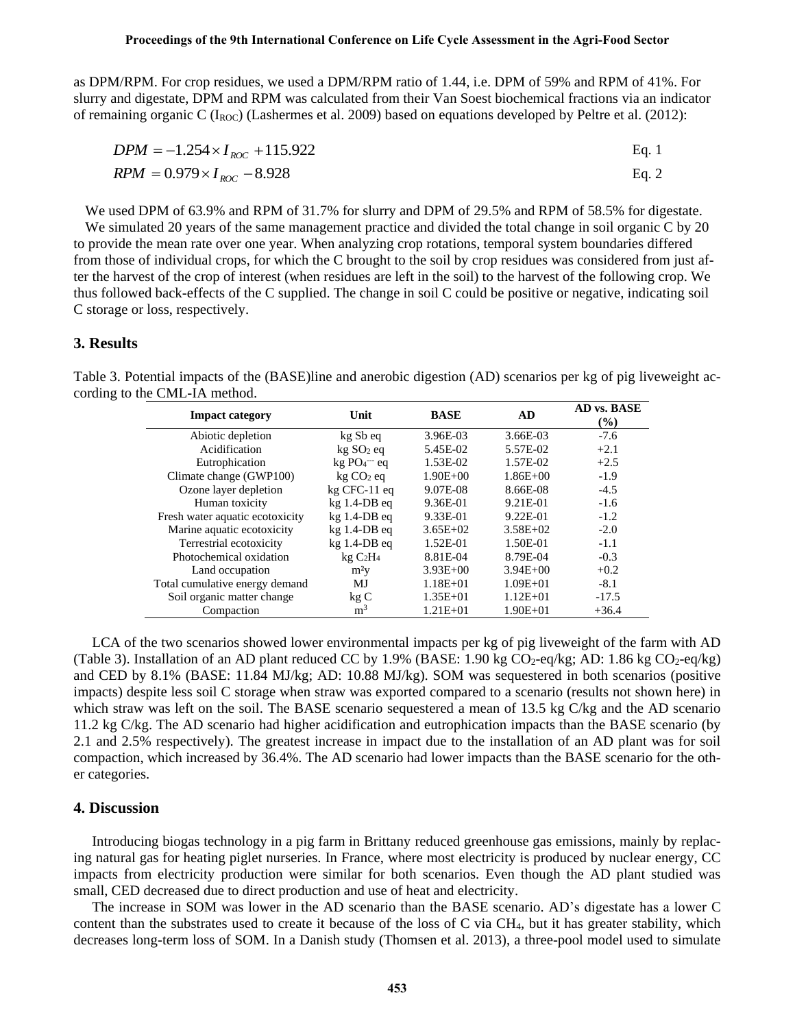as DPM/RPM. For crop residues, we used a DPM/RPM ratio of 1.44, i.e. DPM of 59% and RPM of 41%. For slurry and digestate, DPM and RPM was calculated from their Van Soest biochemical fractions via an indicator of remaining organic C ($I_{ROC}$) (Lashermes et al. 2009) based on equations developed by Peltre et al. (2012):

$$DPM = -1.254 \times I_{ROC} + 115.922 \quad \text{Eq. 1}$$

$$RPM = 0.979 \times I_{ROC} - 8.928 \quad \text{Eq. 2}$$

We used DPM of 63.9% and RPM of 31.7% for slurry and DPM of 29.5% and RPM of 58.5% for digestate.

We simulated 20 years of the same management practice and divided the total change in soil organic C by 20 to provide the mean rate over one year. When analyzing crop rotations, temporal system boundaries differed from those of individual crops, for which the C brought to the soil by crop residues was considered from just after the harvest of the crop of interest (when residues are left in the soil) to the harvest of the following crop. We thus followed back-effects of the C supplied. The change in soil C could be positive or negative, indicating soil C storage or loss, respectively.

## 3. Results

Table 3. Potential impacts of the (BASE)line and anerobic digestion (AD) scenarios per kg of pig liveweight according to the CML-IA method.

| Impact category | Unit | BASE | AD | AD vs. BASE (%) |
|---|---|---|---|---|
| Abiotic depletion | kg Sb eq | 3.96E-03 | 3.66E-03 | -7.6 |
| Acidification | kg $SO_2$ eq | 5.45E-02 | 5.57E-02 | +2.1 |
| Eutrophication | kg $PO_4^{---}$ eq | 1.53E-02 | 1.57E-02 | +2.5 |
| Climate change (GWP100) | kg $CO_2$ eq | 1.90E+00 | 1.86E+00 | -1.9 |
| Ozone layer depletion | kg CFC-11 eq | 9.07E-08 | 8.66E-08 | -4.5 |
| Human toxicity | kg 1.4-DB eq | 9.36E-01 | 9.21E-01 | -1.6 |
| Fresh water aquatic ecotoxicity | kg 1.4-DB eq | 9.33E-01 | 9.22E-01 | -1.2 |
| Marine aquatic ecotoxicity | kg 1.4-DB eq | 3.65E+02 | 3.58E+02 | -2.0 |
| Terrestrial ecotoxicity | kg 1.4-DB eq | 1.52E-01 | 1.50E-01 | -1.1 |
| Photochemical oxidation | kg $C_2H_4$ | 8.81E-04 | 8.79E-04 | -0.3 |
| Land occupation | m²y | 3.93E+00 | 3.94E+00 | +0.2 |
| Total cumulative energy demand | MJ | 1.18E+01 | 1.09E+01 | -8.1 |
| Soil organic matter change | kg C | 1.35E+01 | 1.12E+01 | -17.5 |
| Compaction | m³ | 1.21E+01 | 1.90E+01 | +36.4 |

LCA of the two scenarios showed lower environmental impacts per kg of pig liveweight of the farm with AD (Table 3). Installation of an AD plant reduced CC by 1.9% (BASE: 1.90 kg $CO_2$-eq/kg; AD: 1.86 kg $CO_2$-eq/kg) and CED by 8.1% (BASE: 11.84 MJ/kg; AD: 10.88 MJ/kg). SOM was sequestered in both scenarios (positive impacts) despite less soil C storage when straw was exported compared to a scenario (results not shown here) in which straw was left on the soil. The BASE scenario sequestered a mean of 13.5 kg C/kg and the AD scenario 11.2 kg C/kg. The AD scenario had higher acidification and eutrophication impacts than the BASE scenario (by 2.1 and 2.5% respectively). The greatest increase in impact due to the installation of an AD plant was for soil compaction, which increased by 36.4%. The AD scenario had lower impacts than the BASE scenario for the other categories.

## 4. Discussion

Introducing biogas technology in a pig farm in Brittany reduced greenhouse gas emissions, mainly by replacing natural gas for heating piglet nurseries. In France, where most electricity is produced by nuclear energy, CC impacts from electricity production were similar for both scenarios. Even though the AD plant studied was small, CED decreased due to direct production and use of heat and electricity.

The increase in SOM was lower in the AD scenario than the BASE scenario. AD's digestate has a lower C content than the substrates used to create it because of the loss of C via $CH_4$, but it has greater stability, which decreases long-term loss of SOM. In a Danish study (Thomsen et al. 2013), a three-pool model used to simulate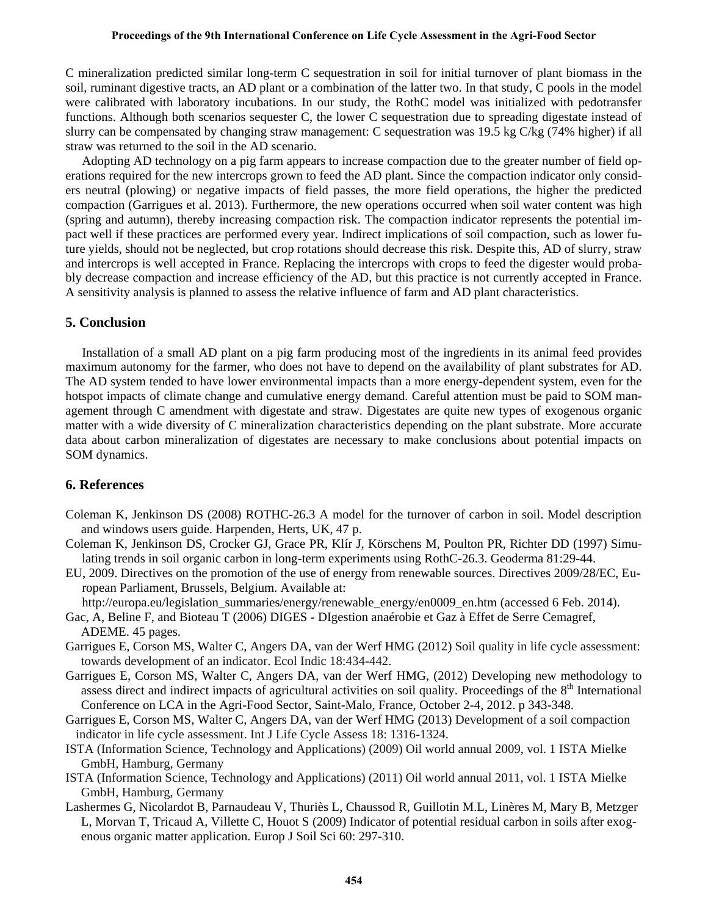C mineralization predicted similar long-term C sequestration in soil for initial turnover of plant biomass in the soil, ruminant digestive tracts, an AD plant or a combination of the latter two. In that study, C pools in the model were calibrated with laboratory incubations. In our study, the RothC model was initialized with pedotransfer functions. Although both scenarios sequester C, the lower C sequestration due to spreading digestate instead of slurry can be compensated by changing straw management: C sequestration was 19.5 kg C/kg (74% higher) if all straw was returned to the soil in the AD scenario.

Adopting AD technology on a pig farm appears to increase compaction due to the greater number of field operations required for the new intercrops grown to feed the AD plant. Since the compaction indicator only considers neutral (plowing) or negative impacts of field passes, the more field operations, the higher the predicted compaction (Garrigues et al. 2013). Furthermore, the new operations occurred when soil water content was high (spring and autumn), thereby increasing compaction risk. The compaction indicator represents the potential impact well if these practices are performed every year. Indirect implications of soil compaction, such as lower future yields, should not be neglected, but crop rotations should decrease this risk. Despite this, AD of slurry, straw and intercrops is well accepted in France. Replacing the intercrops with crops to feed the digester would probably decrease compaction and increase efficiency of the AD, but this practice is not currently accepted in France. A sensitivity analysis is planned to assess the relative influence of farm and AD plant characteristics.

## 5. Conclusion

Installation of a small AD plant on a pig farm producing most of the ingredients in its animal feed provides maximum autonomy for the farmer, who does not have to depend on the availability of plant substrates for AD. The AD system tended to have lower environmental impacts than a more energy-dependent system, even for the hotspot impacts of climate change and cumulative energy demand. Careful attention must be paid to SOM management through C amendment with digestate and straw. Digestates are quite new types of exogenous organic matter with a wide diversity of C mineralization characteristics depending on the plant substrate. More accurate data about carbon mineralization of digestates are necessary to make conclusions about potential impacts on SOM dynamics.

## 6. References

Coleman K, Jenkinson DS (2008) ROTHC-26.3 A model for the turnover of carbon in soil. Model description and windows users guide. Harpenden, Herts, UK, 47 p.

Coleman K, Jenkinson DS, Crocker GJ, Grace PR, Klír J, Körschens M, Poulton PR, Richter DD (1997) Simulating trends in soil organic carbon in long-term experiments using RothC-26.3. Geoderma 81:29-44.

EU, 2009. Directives on the promotion of the use of energy from renewable sources. Directives 2009/28/EC, European Parliament, Brussels, Belgium. Available at: http://europa.eu/legislation_summaries/energy/renewable_energy/en0009_en.htm (accessed 6 Feb. 2014).

Gac, A, Beline F, and Bioteau T (2006) DIGES - DIgestion anaérobie et Gaz à Effet de Serre Cemagref, ADEME. 45 pages.

Garrigues E, Corson MS, Walter C, Angers DA, van der Werf HMG (2012) Soil quality in life cycle assessment: towards development of an indicator. Ecol Indic 18:434-442.

Garrigues E, Corson MS, Walter C, Angers DA, van der Werf HMG, (2012) Developing new methodology to assess direct and indirect impacts of agricultural activities on soil quality. Proceedings of the 8th International Conference on LCA in the Agri-Food Sector, Saint-Malo, France, October 2-4, 2012. p 343-348.

Garrigues E, Corson MS, Walter C, Angers DA, van der Werf HMG (2013) Development of a soil compaction indicator in life cycle assessment. Int J Life Cycle Assess 18: 1316-1324.

ISTA (Information Science, Technology and Applications) (2009) Oil world annual 2009, vol. 1 ISTA Mielke GmbH, Hamburg, Germany

ISTA (Information Science, Technology and Applications) (2011) Oil world annual 2011, vol. 1 ISTA Mielke GmbH, Hamburg, Germany

Lashermes G, Nicolardot B, Parnaudeau V, Thuriès L, Chaussod R, Guillotin M.L, Linères M, Mary B, Metzger L, Morvan T, Tricaud A, Villette C, Houot S (2009) Indicator of potential residual carbon in soils after exogenous organic matter application. Europ J Soil Sci 60: 297-310.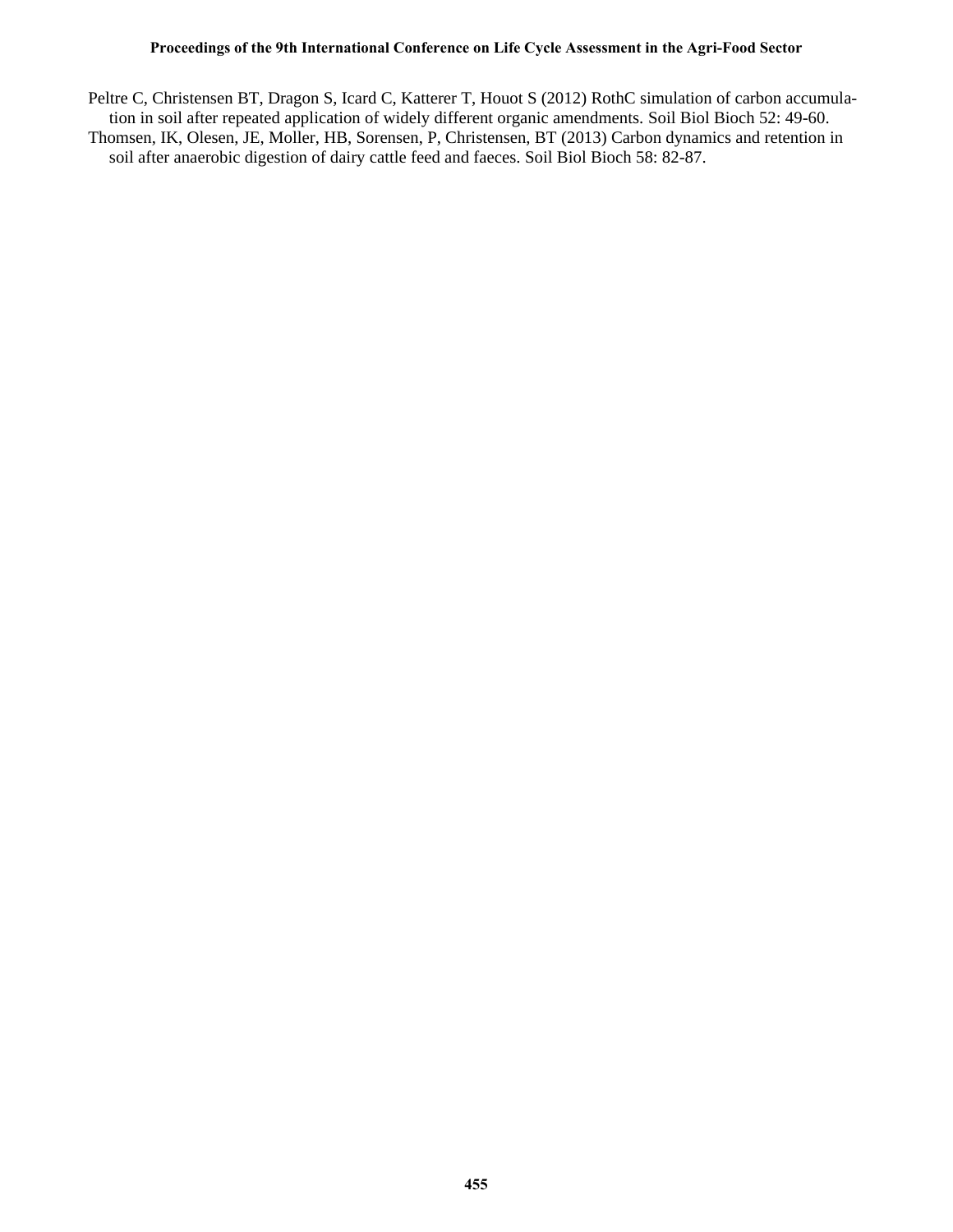Peltre C, Christensen BT, Dragon S, Icard C, Katterer T, Houot S (2012) RothC simulation of carbon accumulation in soil after repeated application of widely different organic amendments. Soil Biol Bioch 52: 49-60.

Thomsen, IK, Olesen, JE, Moller, HB, Sorensen, P, Christensen, BT (2013) Carbon dynamics and retention in soil after anaerobic digestion of dairy cattle feed and faeces. Soil Biol Bioch 58: 82-87.